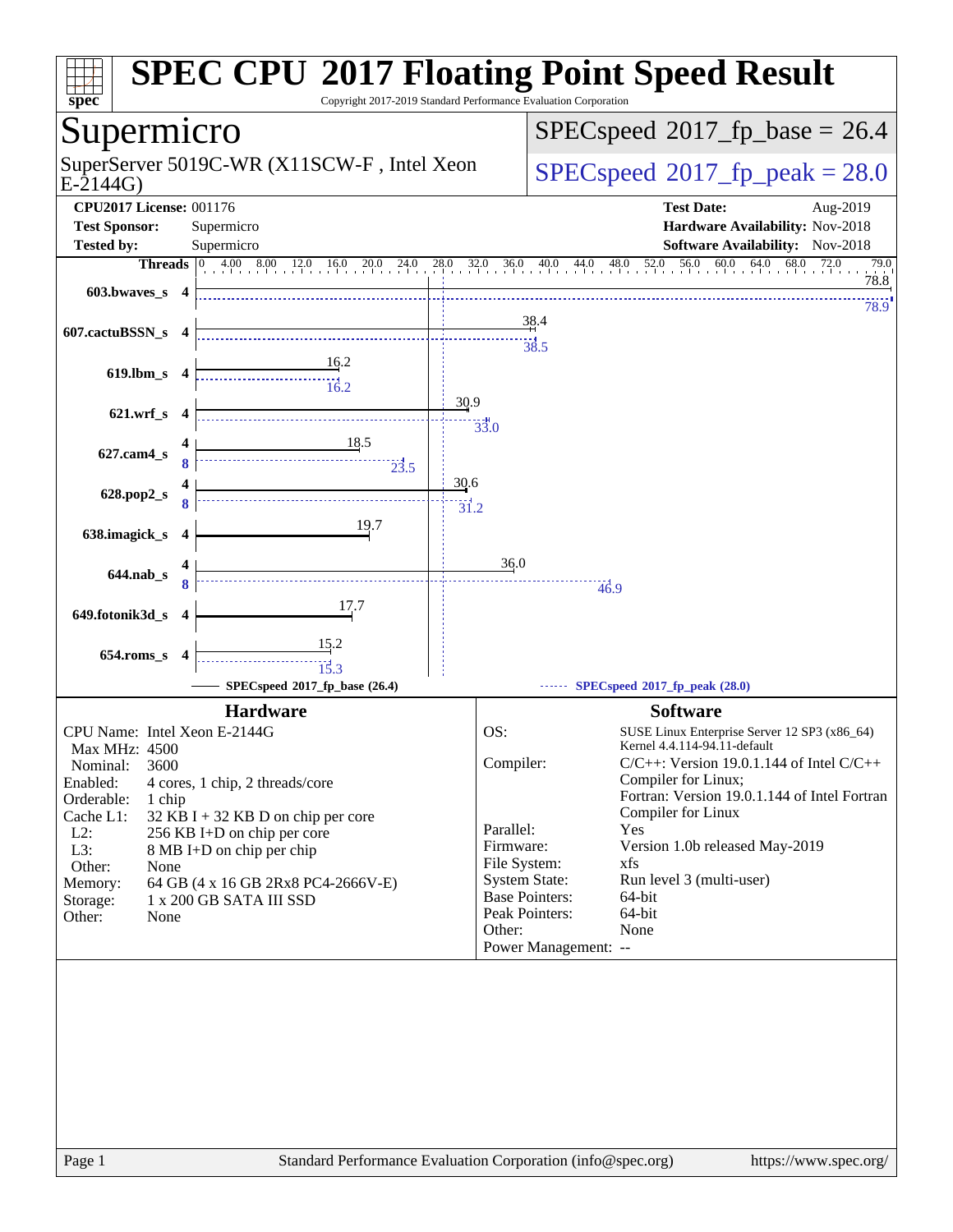# SPEC CPU 2017 Floating Point Speed Result

Copyright 2017-2019 Standard Performance Evaluation Corporation

## Supermicro

SuperServer 5019C-WR (X11SCW-F , Intel Xeon E-2144G)

SPECspeed 2017_fp_base = 26.4

SPECspeed 2017_fp_peak = 28.0

| | | | |
|---|---|---|---|
| **CPU2017 License:** | 001176 | **Test Date:** | Aug-2019 |
| **Test Sponsor:** | Supermicro | **Hardware Availability:** | Nov-2018 |
| **Tested by:** | Supermicro | **Software Availability:** | Nov-2018 |

| Benchmark | Threads (base) | Threads (peak) | Base | Peak |
|---|---|---|---|---|
| 603.bwaves_s | 4 | 4 | 78.8 | 78.9 |
| 607.cactuBSSN_s | 4 | 4 | 38.4 | 38.5 |
| 619.lbm_s | 4 | 4 | 16.2 | 16.2 |
| 621.wrf_s | 4 | 4 | 30.9 | 33.0 |
| 627.cam4_s | 4 | 8 | 18.5 | 23.5 |
| 628.pop2_s | 4 | 8 | 30.6 | 31.2 |
| 638.imagick_s | 4 | 4 | 19.7 | |
| 644.nab_s | 4 | 8 | 36.0 | 46.9 |
| 649.fotonik3d_s | 4 | 4 | 17.7 | |
| 654.roms_s | 4 | 4 | 15.2 | 15.3 |

SPECspeed 2017_fp_base (26.4) — SPECspeed 2017_fp_peak (28.0)

## Hardware

| | |
|---|---|
| CPU Name: | Intel Xeon E-2144G |
| Max MHz: | 4500 |
| Nominal: | 3600 |
| Enabled: | 4 cores, 1 chip, 2 threads/core |
| Orderable: | 1 chip |
| Cache L1: | 32 KB I + 32 KB D on chip per core |
| L2: | 256 KB I+D on chip per core |
| L3: | 8 MB I+D on chip per chip |
| Other: | None |
| Memory: | 64 GB (4 x 16 GB 2Rx8 PC4-2666V-E) |
| Storage: | 1 x 200 GB SATA III SSD |
| Other: | None |

## Software

| | |
|---|---|
| OS: | SUSE Linux Enterprise Server 12 SP3 (x86_64) Kernel 4.4.114-94.11-default |
| Compiler: | C/C++: Version 19.0.1.144 of Intel C/C++ Compiler for Linux; Fortran: Version 19.0.1.144 of Intel Fortran Compiler for Linux |
| Parallel: | Yes |
| Firmware: | Version 1.0b released May-2019 |
| File System: | xfs |
| System State: | Run level 3 (multi-user) |
| Base Pointers: | 64-bit |
| Peak Pointers: | 64-bit |
| Other: | None |
| Power Management: | -- |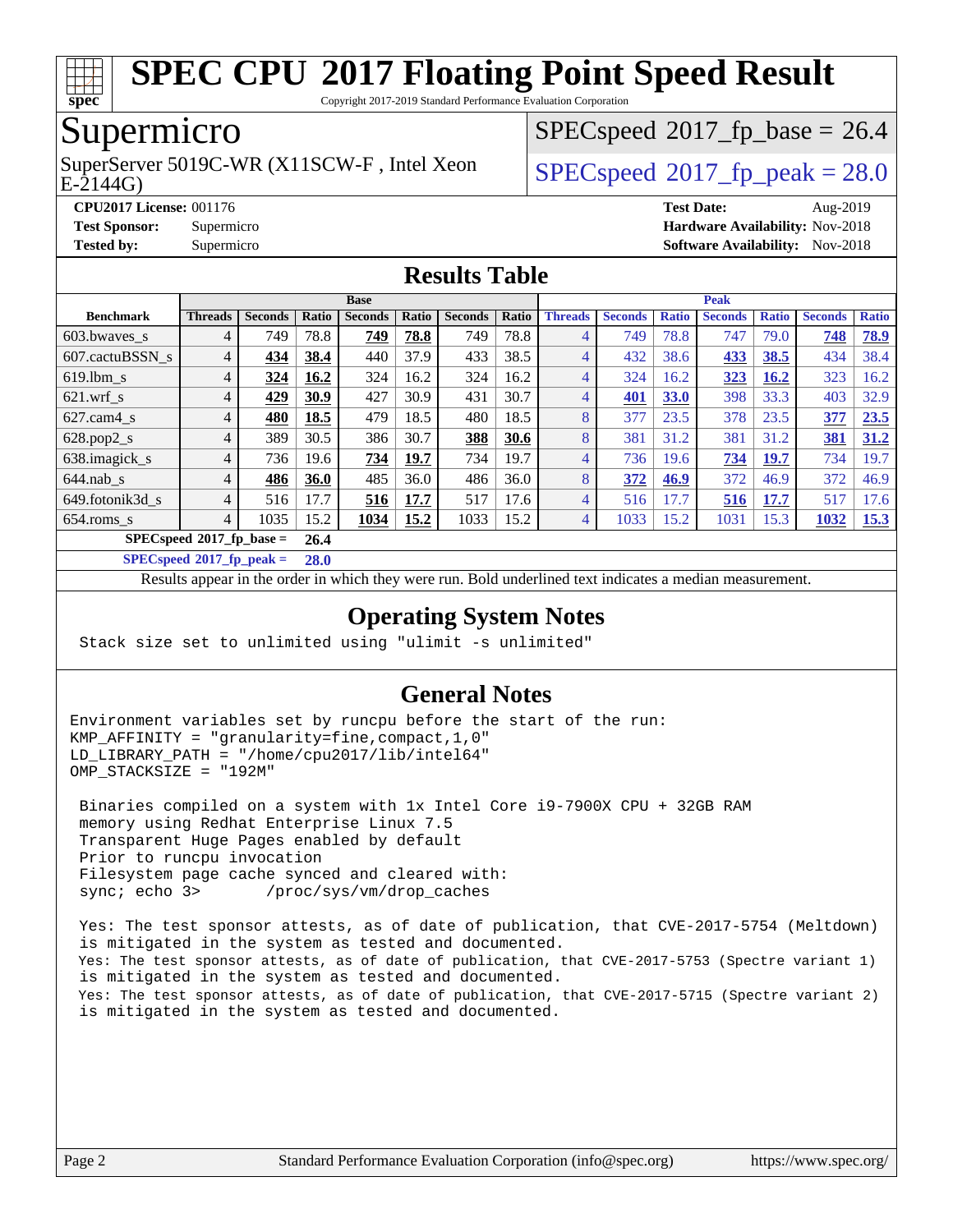# SPEC CPU 2017 Floating Point Speed Result

Copyright 2017-2019 Standard Performance Evaluation Corporation

## Supermicro

SuperServer 5019C-WR (X11SCW-F , Intel Xeon E-2144G)

SPECspeed 2017_fp_base = 26.4

SPECspeed 2017_fp_peak = 28.0

**CPU2017 License:** 001176
**Test Sponsor:** Supermicro
**Tested by:** Supermicro

**Test Date:** Aug-2019
**Hardware Availability:** Nov-2018
**Software Availability:** Nov-2018

## Results Table

| | Base | | | | | | | Peak | | | | | | |
|---|---|---|---|---|---|---|---|---|---|---|---|---|---|---|
| **Benchmark** | **Threads** | **Seconds** | **Ratio** | **Seconds** | **Ratio** | **Seconds** | **Ratio** | **Threads** | **Seconds** | **Ratio** | **Seconds** | **Ratio** | **Seconds** | **Ratio** |
| 603.bwaves_s | 4 | 749 | 78.8 | **749** | **78.8** | 749 | 78.8 | 4 | 749 | 78.8 | 747 | 79.0 | **748** | **78.9** |
| 607.cactuBSSN_s | 4 | **434** | **38.4** | 440 | 37.9 | 433 | 38.5 | 4 | 432 | 38.6 | **433** | **38.5** | 434 | 38.4 |
| 619.lbm_s | 4 | **324** | **16.2** | 324 | 16.2 | 324 | 16.2 | 4 | 324 | 16.2 | **323** | **16.2** | 323 | 16.2 |
| 621.wrf_s | 4 | **429** | **30.9** | 427 | 30.9 | 431 | 30.7 | 4 | **401** | **33.0** | 398 | 33.3 | 403 | 32.9 |
| 627.cam4_s | 4 | **480** | **18.5** | 479 | 18.5 | 480 | 18.5 | 8 | 377 | 23.5 | 378 | 23.5 | **377** | **23.5** |
| 628.pop2_s | 4 | 389 | 30.5 | 386 | 30.7 | **388** | **30.6** | 8 | 381 | 31.2 | 381 | 31.2 | **381** | **31.2** |
| 638.imagick_s | 4 | 736 | 19.6 | **734** | **19.7** | 734 | 19.7 | 4 | 736 | 19.6 | **734** | **19.7** | 734 | 19.7 |
| 644.nab_s | 4 | **486** | **36.0** | 485 | 36.0 | 486 | 36.0 | 8 | **372** | **46.9** | 372 | 46.9 | 372 | 46.9 |
| 649.fotonik3d_s | 4 | 516 | 17.7 | **516** | **17.7** | 517 | 17.6 | 4 | 516 | 17.7 | **516** | **17.7** | 517 | 17.6 |
| 654.roms_s | 4 | 1035 | 15.2 | **1034** | **15.2** | 1033 | 15.2 | 4 | 1033 | 15.2 | 1031 | 15.3 | **1032** | **15.3** |

**SPECspeed 2017_fp_base = 26.4**

**SPECspeed 2017_fp_peak = 28.0**

Results appear in the order in which they were run. Bold underlined text indicates a median measurement.

## Operating System Notes

```
Stack size set to unlimited using "ulimit -s unlimited"
```

## General Notes

```
Environment variables set by runcpu before the start of the run:
KMP_AFFINITY = "granularity=fine,compact,1,0"
LD_LIBRARY_PATH = "/home/cpu2017/lib/intel64"
OMP_STACKSIZE = "192M"

 Binaries compiled on a system with 1x Intel Core i9-7900X CPU + 32GB RAM
 memory using Redhat Enterprise Linux 7.5
 Transparent Huge Pages enabled by default
 Prior to runcpu invocation
 Filesystem page cache synced and cleared with:
 sync; echo 3>       /proc/sys/vm/drop_caches

 Yes: The test sponsor attests, as of date of publication, that CVE-2017-5754 (Meltdown)
 is mitigated in the system as tested and documented.
 Yes: The test sponsor attests, as of date of publication, that CVE-2017-5753 (Spectre variant 1)
 is mitigated in the system as tested and documented.
 Yes: The test sponsor attests, as of date of publication, that CVE-2017-5715 (Spectre variant 2)
 is mitigated in the system as tested and documented.
```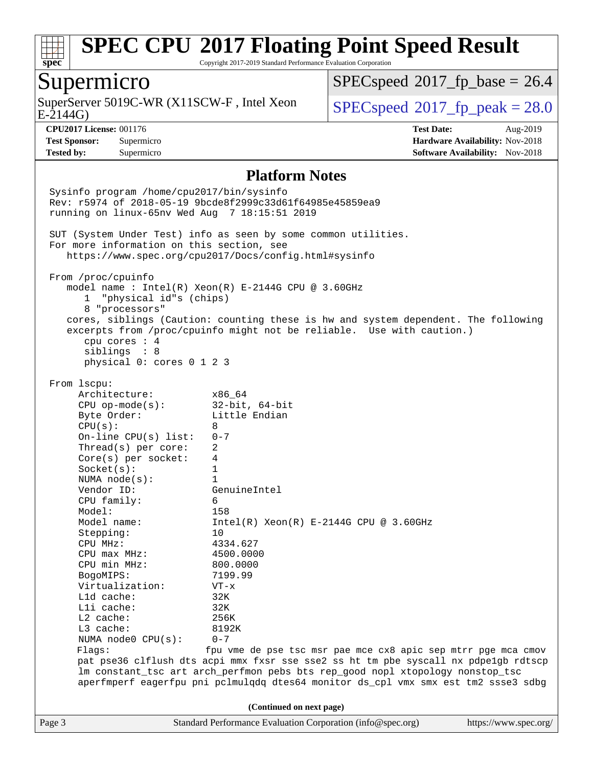## Platform Notes

```
Sysinfo program /home/cpu2017/bin/sysinfo
Rev: r5974 of 2018-05-19 9bcde8f2999c33d61f64985e45859ea9
running on linux-65nv Wed Aug  7 18:15:51 2019

SUT (System Under Test) info as seen by some common utilities.
For more information on this section, see
   https://www.spec.org/cpu2017/Docs/config.html#sysinfo

From /proc/cpuinfo
   model name : Intel(R) Xeon(R) E-2144G CPU @ 3.60GHz
      1  "physical id"s (chips)
      8 "processors"
   cores, siblings (Caution: counting these is hw and system dependent. The following
   excerpts from /proc/cpuinfo might not be reliable.  Use with caution.)
      cpu cores : 4
      siblings  : 8
      physical 0: cores 0 1 2 3

From lscpu:
     Architecture:          x86_64
     CPU op-mode(s):        32-bit, 64-bit
     Byte Order:            Little Endian
     CPU(s):                8
     On-line CPU(s) list:   0-7
     Thread(s) per core:    2
     Core(s) per socket:    4
     Socket(s):             1
     NUMA node(s):          1
     Vendor ID:             GenuineIntel
     CPU family:            6
     Model:                 158
     Model name:            Intel(R) Xeon(R) E-2144G CPU @ 3.60GHz
     Stepping:              10
     CPU MHz:               4334.627
     CPU max MHz:           4500.0000
     CPU min MHz:           800.0000
     BogoMIPS:              7199.99
     Virtualization:        VT-x
     L1d cache:             32K
     L1i cache:             32K
     L2 cache:              256K
     L3 cache:              8192K
     NUMA node0 CPU(s):     0-7
     Flags:                 fpu vme de pse tsc msr pae mce cx8 apic sep mtrr pge mca cmov
     pat pse36 clflush dts acpi mmx fxsr sse sse2 ss ht tm pbe syscall nx pdpe1gb rdtscp
     lm constant_tsc art arch_perfmon pebs bts rep_good nopl xtopology nonstop_tsc
     aperfmperf eagerfpu pni pclmulqdq dtes64 monitor ds_cpl vmx smx est tm2 ssse3 sdbg
```

**(Continued on next page)**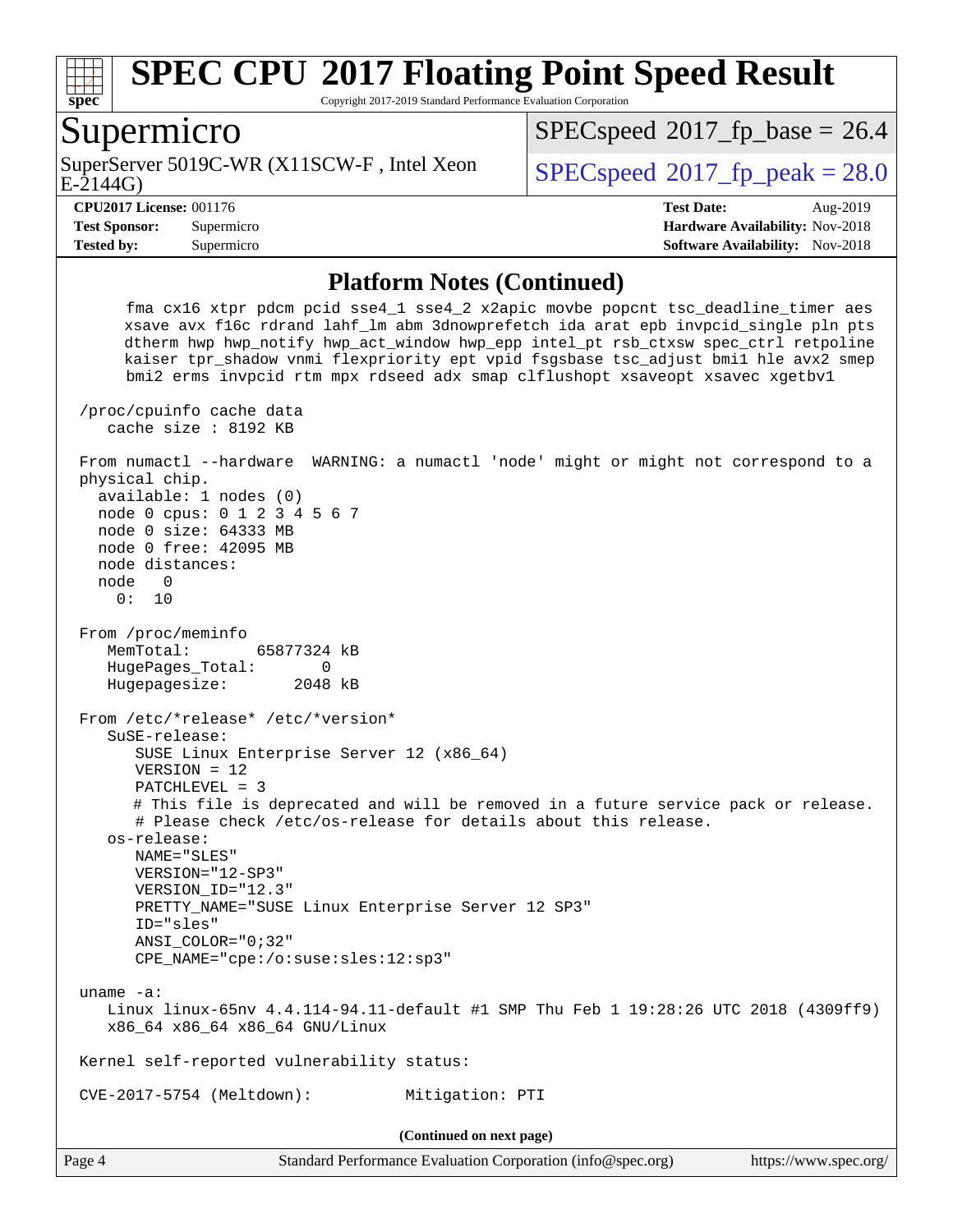## Platform Notes (Continued)

```
     fma cx16 xtpr pdcm pcid sse4_1 sse4_2 x2apic movbe popcnt tsc_deadline_timer aes
     xsave avx f16c rdrand lahf_lm abm 3dnowprefetch ida arat epb invpcid_single pln pts
     dtherm hwp hwp_notify hwp_act_window hwp_epp intel_pt rsb_ctxsw spec_ctrl retpoline
     kaiser tpr_shadow vnmi flexpriority ept vpid fsgsbase tsc_adjust bmi1 hle avx2 smep
     bmi2 erms invpcid rtm mpx rdseed adx smap clflushopt xsaveopt xsavec xgetbv1

 /proc/cpuinfo cache data
    cache size : 8192 KB

 From numactl --hardware  WARNING: a numactl 'node' might or might not correspond to a
 physical chip.
   available: 1 nodes (0)
   node 0 cpus: 0 1 2 3 4 5 6 7
   node 0 size: 64333 MB
   node 0 free: 42095 MB
   node distances:
   node   0
     0:  10

 From /proc/meminfo
    MemTotal:       65877324 kB
    HugePages_Total:       0
    Hugepagesize:       2048 kB

 From /etc/*release* /etc/*version*
    SuSE-release:
       SUSE Linux Enterprise Server 12 (x86_64)
       VERSION = 12
       PATCHLEVEL = 3
       # This file is deprecated and will be removed in a future service pack or release.
       # Please check /etc/os-release for details about this release.
    os-release:
       NAME="SLES"
       VERSION="12-SP3"
       VERSION_ID="12.3"
       PRETTY_NAME="SUSE Linux Enterprise Server 12 SP3"
       ID="sles"
       ANSI_COLOR="0;32"
       CPE_NAME="cpe:/o:suse:sles:12:sp3"

 uname -a:
    Linux linux-65nv 4.4.114-94.11-default #1 SMP Thu Feb 1 19:28:26 UTC 2018 (4309ff9)
    x86_64 x86_64 x86_64 GNU/Linux

 Kernel self-reported vulnerability status:

 CVE-2017-5754 (Meltdown):          Mitigation: PTI
```

**(Continued on next page)**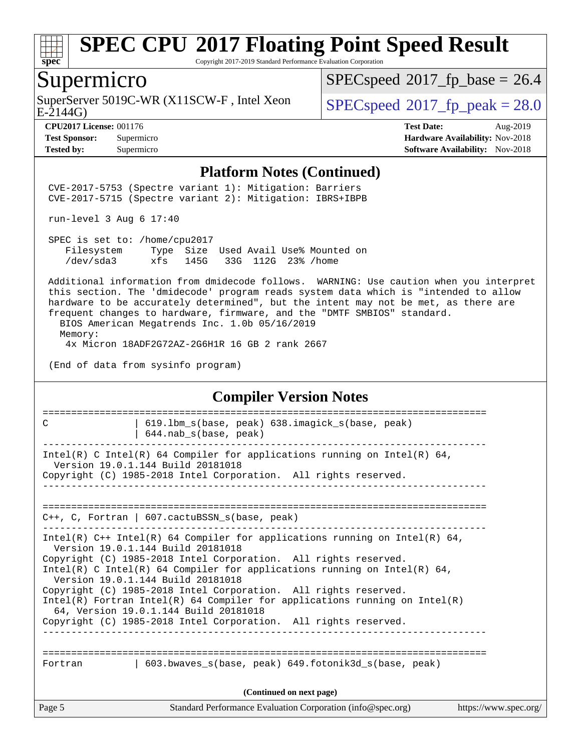# SPEC CPU 2017 Floating Point Speed Result

Copyright 2017-2019 Standard Performance Evaluation Corporation

## Supermicro

SuperServer 5019C-WR (X11SCW-F , Intel Xeon E-2144G)

SPECspeed 2017_fp_base = 26.4

SPECspeed 2017_fp_peak = 28.0

**CPU2017 License:** 001176
**Test Sponsor:** Supermicro
**Tested by:** Supermicro

**Test Date:** Aug-2019
**Hardware Availability:** Nov-2018
**Software Availability:** Nov-2018

### Platform Notes (Continued)

```
CVE-2017-5753 (Spectre variant 1): Mitigation: Barriers
CVE-2017-5715 (Spectre variant 2): Mitigation: IBRS+IBPB

run-level 3 Aug 6 17:40

SPEC is set to: /home/cpu2017
   Filesystem     Type  Size  Used Avail Use% Mounted on
   /dev/sda3      xfs   145G   33G  112G  23% /home

Additional information from dmidecode follows.  WARNING: Use caution when you interpret
this section. The 'dmidecode' program reads system data which is "intended to allow
hardware to be accurately determined", but the intent may not be met, as there are
frequent changes to hardware, firmware, and the "DMTF SMBIOS" standard.
  BIOS American Megatrends Inc. 1.0b 05/16/2019
  Memory:
    4x Micron 18ADF2G72AZ-2G6H1R 16 GB 2 rank 2667

(End of data from sysinfo program)
```

### Compiler Version Notes

```
==============================================================================
C               | 619.lbm_s(base, peak) 638.imagick_s(base, peak)
                | 644.nab_s(base, peak)
------------------------------------------------------------------------------
Intel(R) C Intel(R) 64 Compiler for applications running on Intel(R) 64,
  Version 19.0.1.144 Build 20181018
Copyright (C) 1985-2018 Intel Corporation.  All rights reserved.
------------------------------------------------------------------------------

==============================================================================
C++, C, Fortran | 607.cactuBSSN_s(base, peak)
------------------------------------------------------------------------------
Intel(R) C++ Intel(R) 64 Compiler for applications running on Intel(R) 64,
  Version 19.0.1.144 Build 20181018
Copyright (C) 1985-2018 Intel Corporation.  All rights reserved.
Intel(R) C Intel(R) 64 Compiler for applications running on Intel(R) 64,
  Version 19.0.1.144 Build 20181018
Copyright (C) 1985-2018 Intel Corporation.  All rights reserved.
Intel(R) Fortran Intel(R) 64 Compiler for applications running on Intel(R)
  64, Version 19.0.1.144 Build 20181018
Copyright (C) 1985-2018 Intel Corporation.  All rights reserved.
------------------------------------------------------------------------------

==============================================================================
Fortran         | 603.bwaves_s(base, peak) 649.fotonik3d_s(base, peak)
```

(Continued on next page)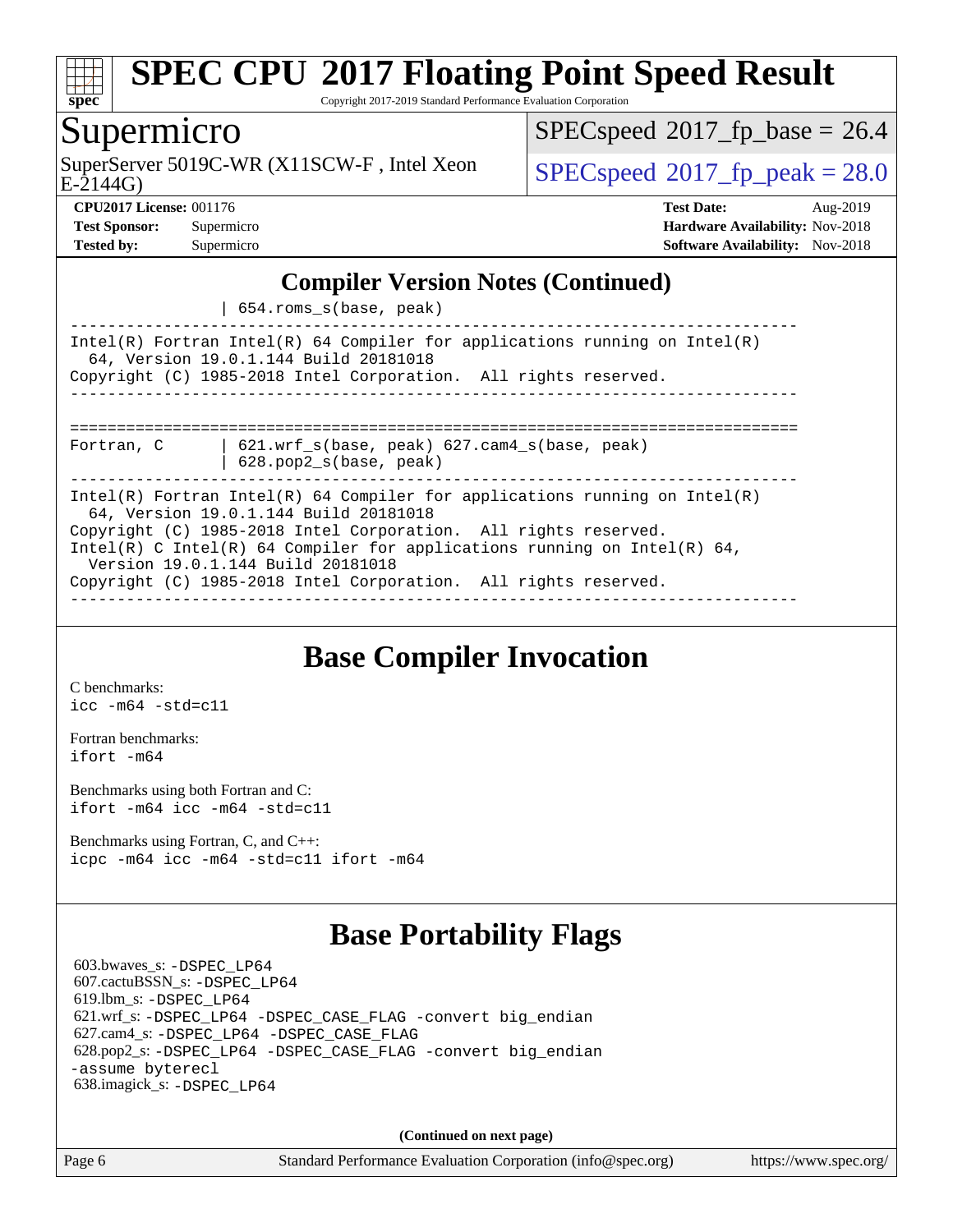# SPEC CPU 2017 Floating Point Speed Result

Copyright 2017-2019 Standard Performance Evaluation Corporation

## Supermicro

SuperServer 5019C-WR (X11SCW-F , Intel Xeon E-2144G)

SPECspeed 2017_fp_base = 26.4

SPECspeed 2017_fp_peak = 28.0

**CPU2017 License:** 001176
**Test Sponsor:** Supermicro
**Tested by:** Supermicro

**Test Date:** Aug-2019
**Hardware Availability:** Nov-2018
**Software Availability:** Nov-2018

## Compiler Version Notes (Continued)

```
                 | 654.roms_s(base, peak)
------------------------------------------------------------------------------
Intel(R) Fortran Intel(R) 64 Compiler for applications running on Intel(R)
  64, Version 19.0.1.144 Build 20181018
Copyright (C) 1985-2018 Intel Corporation.  All rights reserved.
------------------------------------------------------------------------------


==============================================================================
Fortran, C       | 621.wrf_s(base, peak) 627.cam4_s(base, peak)
                 | 628.pop2_s(base, peak)
------------------------------------------------------------------------------
Intel(R) Fortran Intel(R) 64 Compiler for applications running on Intel(R)
  64, Version 19.0.1.144 Build 20181018
Copyright (C) 1985-2018 Intel Corporation.  All rights reserved.
Intel(R) C Intel(R) 64 Compiler for applications running on Intel(R) 64,
  Version 19.0.1.144 Build 20181018
Copyright (C) 1985-2018 Intel Corporation.  All rights reserved.
------------------------------------------------------------------------------
```

## Base Compiler Invocation

C benchmarks:
`icc -m64 -std=c11`

Fortran benchmarks:
`ifort -m64`

Benchmarks using both Fortran and C:
`ifort -m64 icc -m64 -std=c11`

Benchmarks using Fortran, C, and C++:
`icpc -m64 icc -m64 -std=c11 ifort -m64`

## Base Portability Flags

603.bwaves_s: `-DSPEC_LP64`
607.cactuBSSN_s: `-DSPEC_LP64`
619.lbm_s: `-DSPEC_LP64`
621.wrf_s: `-DSPEC_LP64 -DSPEC_CASE_FLAG -convert big_endian`
627.cam4_s: `-DSPEC_LP64 -DSPEC_CASE_FLAG`
628.pop2_s: `-DSPEC_LP64 -DSPEC_CASE_FLAG -convert big_endian -assume byterecl`
638.imagick_s: `-DSPEC_LP64`

**(Continued on next page)**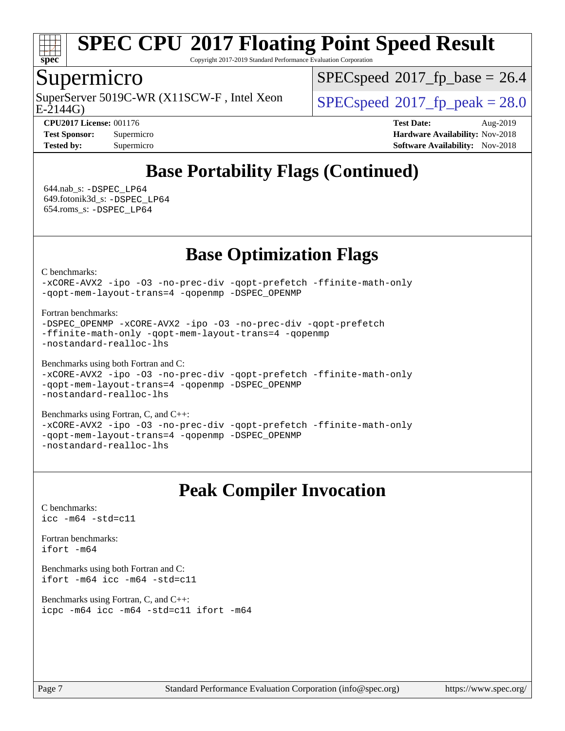## Base Portability Flags (Continued)

644.nab_s: `-DSPEC_LP64`
649.fotonik3d_s: `-DSPEC_LP64`
654.roms_s: `-DSPEC_LP64`

## Base Optimization Flags

C benchmarks:
```
-xCORE-AVX2 -ipo -O3 -no-prec-div -qopt-prefetch -ffinite-math-only
-qopt-mem-layout-trans=4 -qopenmp -DSPEC_OPENMP
```

Fortran benchmarks:
```
-DSPEC_OPENMP -xCORE-AVX2 -ipo -O3 -no-prec-div -qopt-prefetch
-ffinite-math-only -qopt-mem-layout-trans=4 -qopenmp
-nostandard-realloc-lhs
```

Benchmarks using both Fortran and C:
```
-xCORE-AVX2 -ipo -O3 -no-prec-div -qopt-prefetch -ffinite-math-only
-qopt-mem-layout-trans=4 -qopenmp -DSPEC_OPENMP
-nostandard-realloc-lhs
```

Benchmarks using Fortran, C, and C++:
```
-xCORE-AVX2 -ipo -O3 -no-prec-div -qopt-prefetch -ffinite-math-only
-qopt-mem-layout-trans=4 -qopenmp -DSPEC_OPENMP
-nostandard-realloc-lhs
```

## Peak Compiler Invocation

C benchmarks:
```
icc -m64 -std=c11
```

Fortran benchmarks:
```
ifort -m64
```

Benchmarks using both Fortran and C:
```
ifort -m64 icc -m64 -std=c11
```

Benchmarks using Fortran, C, and C++:
```
icpc -m64 icc -m64 -std=c11 ifort -m64
```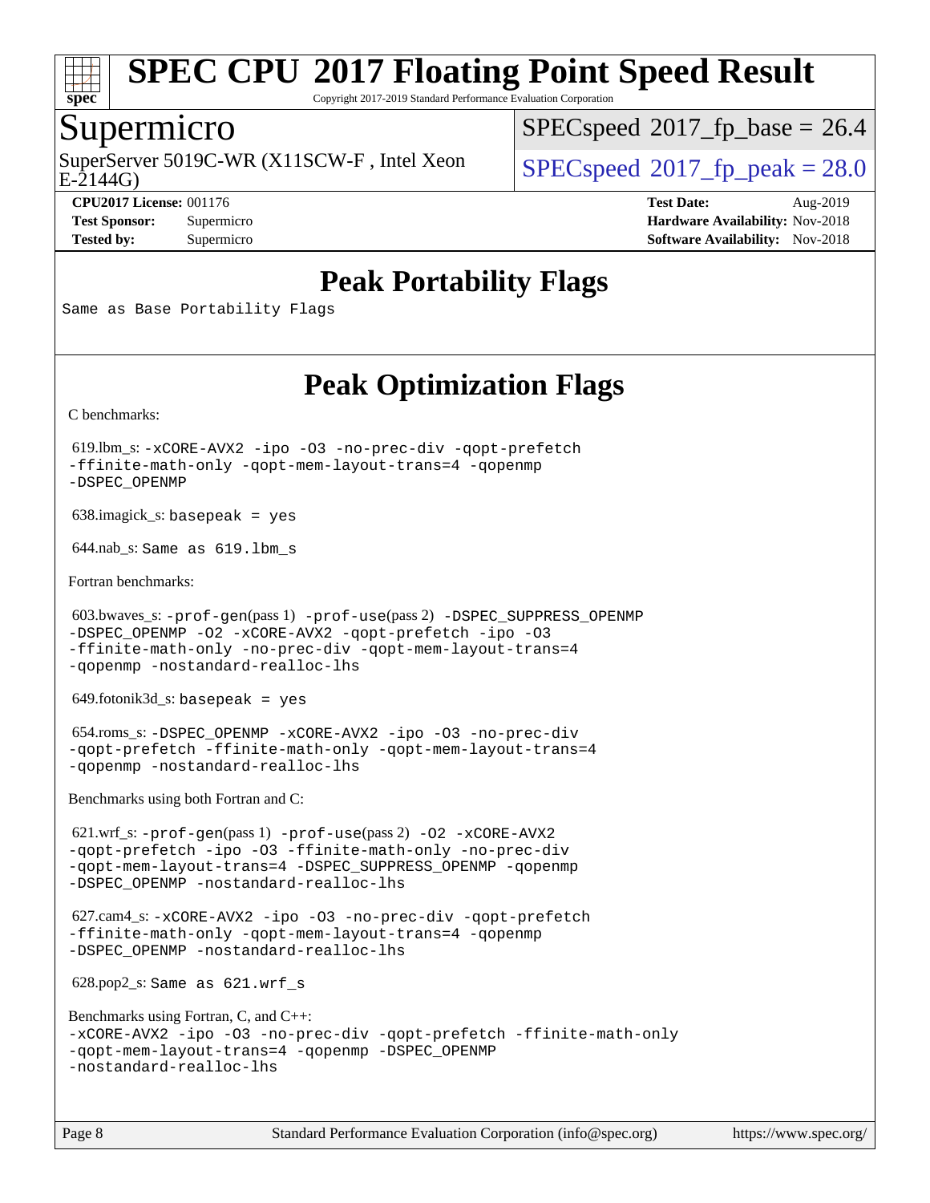# SPEC CPU 2017 Floating Point Speed Result

Copyright 2017-2019 Standard Performance Evaluation Corporation

## Supermicro

SuperServer 5019C-WR (X11SCW-F , Intel Xeon E-2144G)

SPECspeed 2017_fp_base = 26.4

SPECspeed 2017_fp_peak = 28.0

**CPU2017 License:** 001176
**Test Sponsor:** Supermicro
**Tested by:** Supermicro

**Test Date:** Aug-2019
**Hardware Availability:** Nov-2018
**Software Availability:** Nov-2018

## Peak Portability Flags

Same as Base Portability Flags

## Peak Optimization Flags

C benchmarks:

619.lbm_s: -xCORE-AVX2 -ipo -O3 -no-prec-div -qopt-prefetch -ffinite-math-only -qopt-mem-layout-trans=4 -qopenmp -DSPEC_OPENMP

638.imagick_s: basepeak = yes

644.nab_s: Same as 619.lbm_s

Fortran benchmarks:

603.bwaves_s: -prof-gen(pass 1) -prof-use(pass 2) -DSPEC_SUPPRESS_OPENMP -DSPEC_OPENMP -O2 -xCORE-AVX2 -qopt-prefetch -ipo -O3 -ffinite-math-only -no-prec-div -qopt-mem-layout-trans=4 -qopenmp -nostandard-realloc-lhs

649.fotonik3d_s: basepeak = yes

654.roms_s: -DSPEC_OPENMP -xCORE-AVX2 -ipo -O3 -no-prec-div -qopt-prefetch -ffinite-math-only -qopt-mem-layout-trans=4 -qopenmp -nostandard-realloc-lhs

Benchmarks using both Fortran and C:

621.wrf_s: -prof-gen(pass 1) -prof-use(pass 2) -O2 -xCORE-AVX2 -qopt-prefetch -ipo -O3 -ffinite-math-only -no-prec-div -qopt-mem-layout-trans=4 -DSPEC_SUPPRESS_OPENMP -qopenmp -DSPEC_OPENMP -nostandard-realloc-lhs

627.cam4_s: -xCORE-AVX2 -ipo -O3 -no-prec-div -qopt-prefetch -ffinite-math-only -qopt-mem-layout-trans=4 -qopenmp -DSPEC_OPENMP -nostandard-realloc-lhs

628.pop2_s: Same as 621.wrf_s

Benchmarks using Fortran, C, and C++:
-xCORE-AVX2 -ipo -O3 -no-prec-div -qopt-prefetch -ffinite-math-only -qopt-mem-layout-trans=4 -qopenmp -DSPEC_OPENMP -nostandard-realloc-lhs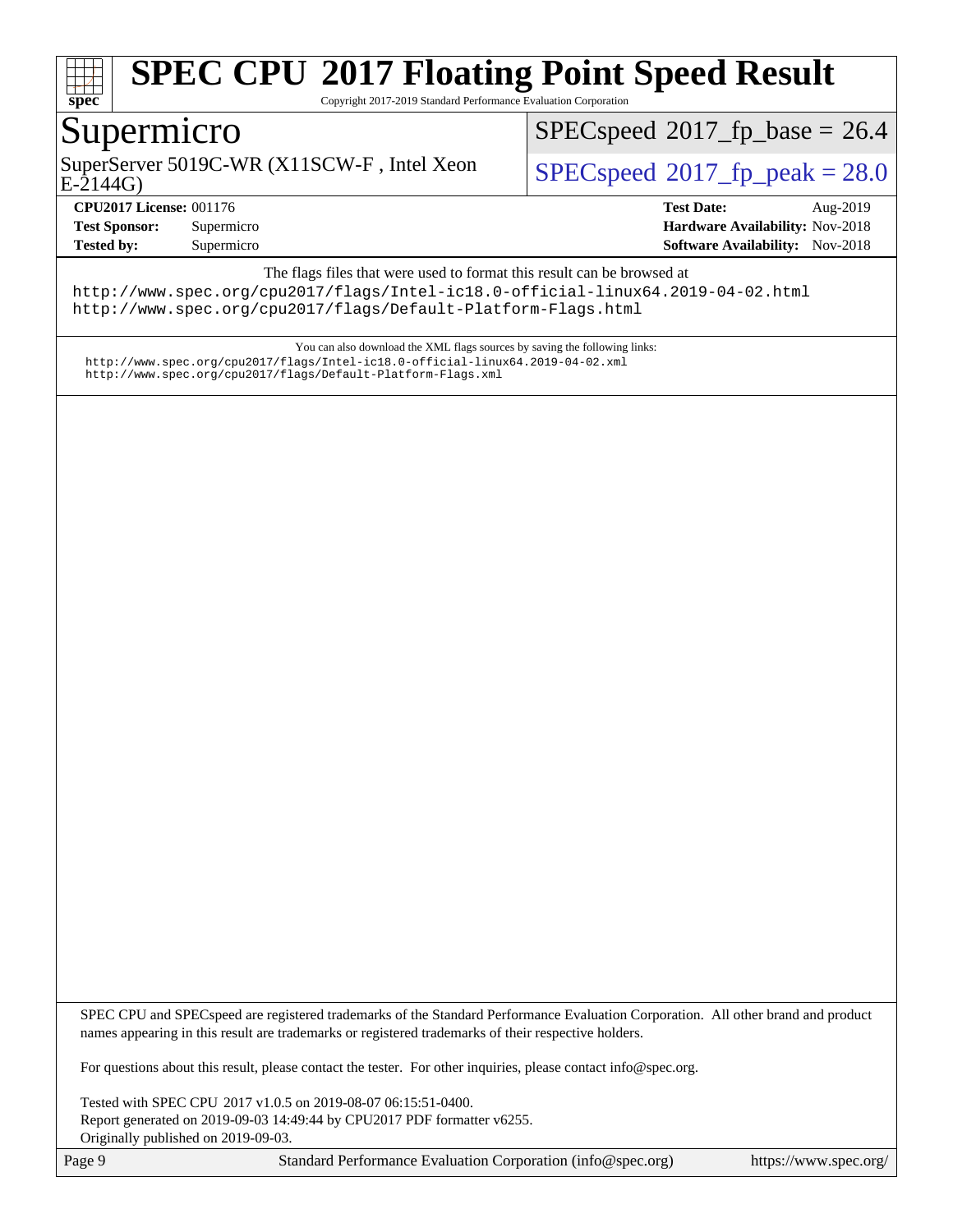The flags files that were used to format this result can be browsed at
http://www.spec.org/cpu2017/flags/Intel-ic18.0-official-linux64.2019-04-02.html
http://www.spec.org/cpu2017/flags/Default-Platform-Flags.html

You can also download the XML flags sources by saving the following links:
http://www.spec.org/cpu2017/flags/Intel-ic18.0-official-linux64.2019-04-02.xml
http://www.spec.org/cpu2017/flags/Default-Platform-Flags.xml

SPEC CPU and SPECspeed are registered trademarks of the Standard Performance Evaluation Corporation. All other brand and product names appearing in this result are trademarks or registered trademarks of their respective holders.

For questions about this result, please contact the tester. For other inquiries, please contact info@spec.org.

Tested with SPEC CPU 2017 v1.0.5 on 2019-08-07 06:15:51-0400.
Report generated on 2019-09-03 14:49:44 by CPU2017 PDF formatter v6255.
Originally published on 2019-09-03.